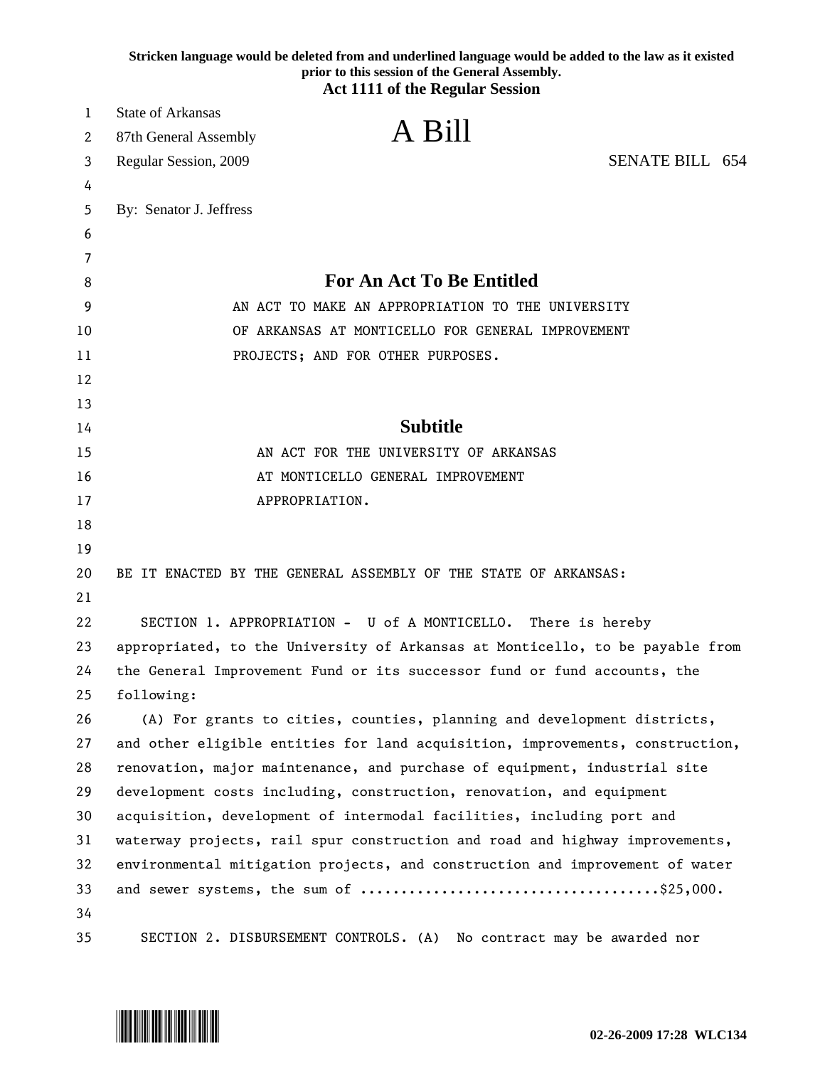Stricken language would be deleted from and underlined language would be added to the law as it existed prior to this session of the General Assembly.

**Act 1111 of the Regular Session**

State of Arkansas
87th General Assembly
Regular Session, 2009

# A Bill

SENATE BILL 654

By: Senator J. Jeffress

## For An Act To Be Entitled

AN ACT TO MAKE AN APPROPRIATION TO THE UNIVERSITY OF ARKANSAS AT MONTICELLO FOR GENERAL IMPROVEMENT PROJECTS; AND FOR OTHER PURPOSES.

## Subtitle

AN ACT FOR THE UNIVERSITY OF ARKANSAS AT MONTICELLO GENERAL IMPROVEMENT APPROPRIATION.

BE IT ENACTED BY THE GENERAL ASSEMBLY OF THE STATE OF ARKANSAS:

SECTION 1. APPROPRIATION - U of A MONTICELLO. There is hereby appropriated, to the University of Arkansas at Monticello, to be payable from the General Improvement Fund or its successor fund or fund accounts, the following:

(A) For grants to cities, counties, planning and development districts, and other eligible entities for land acquisition, improvements, construction, renovation, major maintenance, and purchase of equipment, industrial site development costs including, construction, renovation, and equipment acquisition, development of intermodal facilities, including port and waterway projects, rail spur construction and road and highway improvements, environmental mitigation projects, and construction and improvement of water and sewer systems, the sum of ....................................$25,000.

SECTION 2. DISBURSEMENT CONTROLS. (A) No contract may be awarded nor

02-26-2009 17:28 WLC134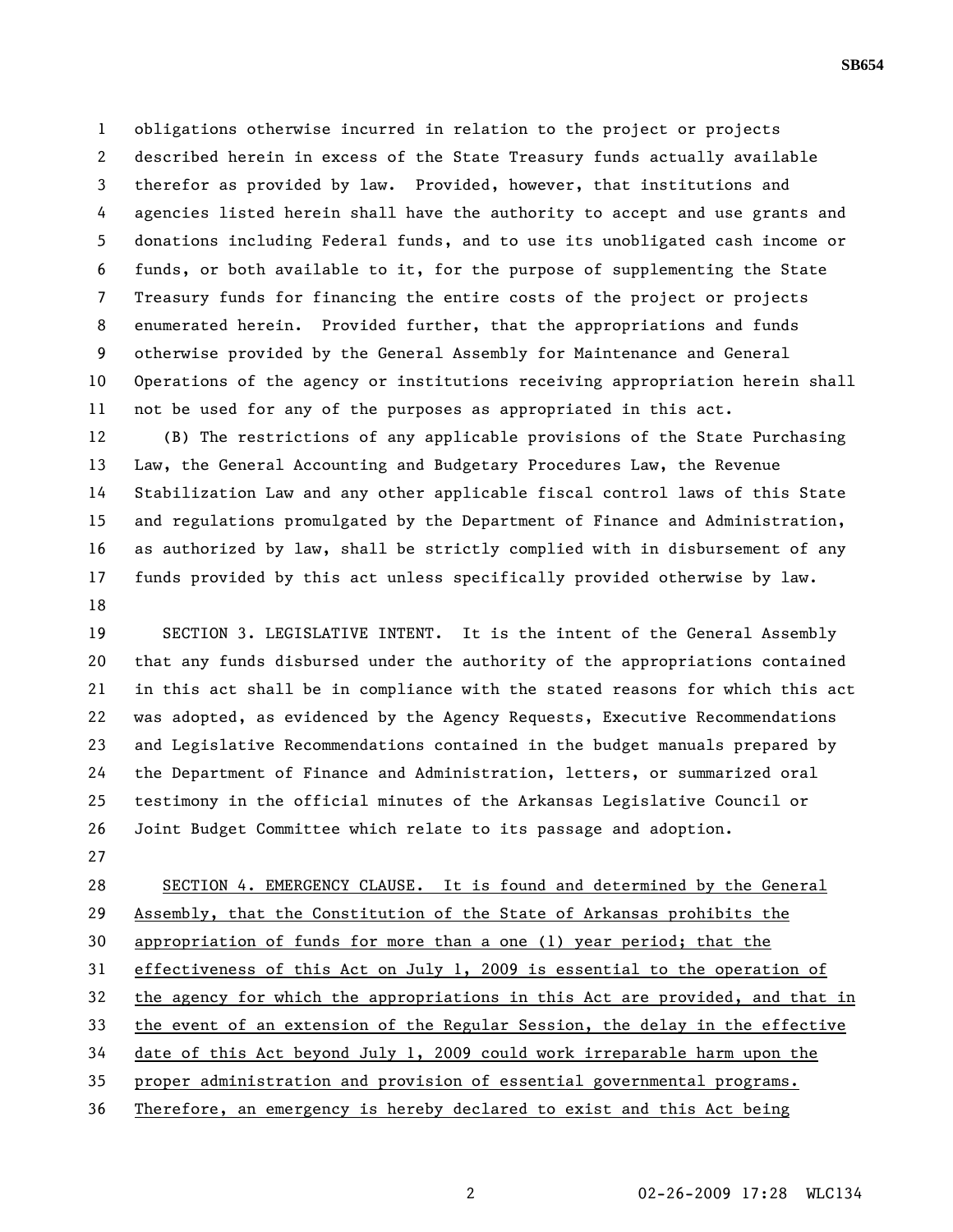obligations otherwise incurred in relation to the project or projects described herein in excess of the State Treasury funds actually available therefor as provided by law. Provided, however, that institutions and agencies listed herein shall have the authority to accept and use grants and donations including Federal funds, and to use its unobligated cash income or funds, or both available to it, for the purpose of supplementing the State Treasury funds for financing the entire costs of the project or projects enumerated herein. Provided further, that the appropriations and funds otherwise provided by the General Assembly for Maintenance and General Operations of the agency or institutions receiving appropriation herein shall not be used for any of the purposes as appropriated in this act.

(B) The restrictions of any applicable provisions of the State Purchasing Law, the General Accounting and Budgetary Procedures Law, the Revenue Stabilization Law and any other applicable fiscal control laws of this State and regulations promulgated by the Department of Finance and Administration, as authorized by law, shall be strictly complied with in disbursement of any funds provided by this act unless specifically provided otherwise by law.

SECTION 3. LEGISLATIVE INTENT. It is the intent of the General Assembly that any funds disbursed under the authority of the appropriations contained in this act shall be in compliance with the stated reasons for which this act was adopted, as evidenced by the Agency Requests, Executive Recommendations and Legislative Recommendations contained in the budget manuals prepared by the Department of Finance and Administration, letters, or summarized oral testimony in the official minutes of the Arkansas Legislative Council or Joint Budget Committee which relate to its passage and adoption.

SECTION 4. EMERGENCY CLAUSE. It is found and determined by the General Assembly, that the Constitution of the State of Arkansas prohibits the appropriation of funds for more than a one (1) year period; that the effectiveness of this Act on July 1, 2009 is essential to the operation of the agency for which the appropriations in this Act are provided, and that in the event of an extension of the Regular Session, the delay in the effective date of this Act beyond July 1, 2009 could work irreparable harm upon the proper administration and provision of essential governmental programs. Therefore, an emergency is hereby declared to exist and this Act being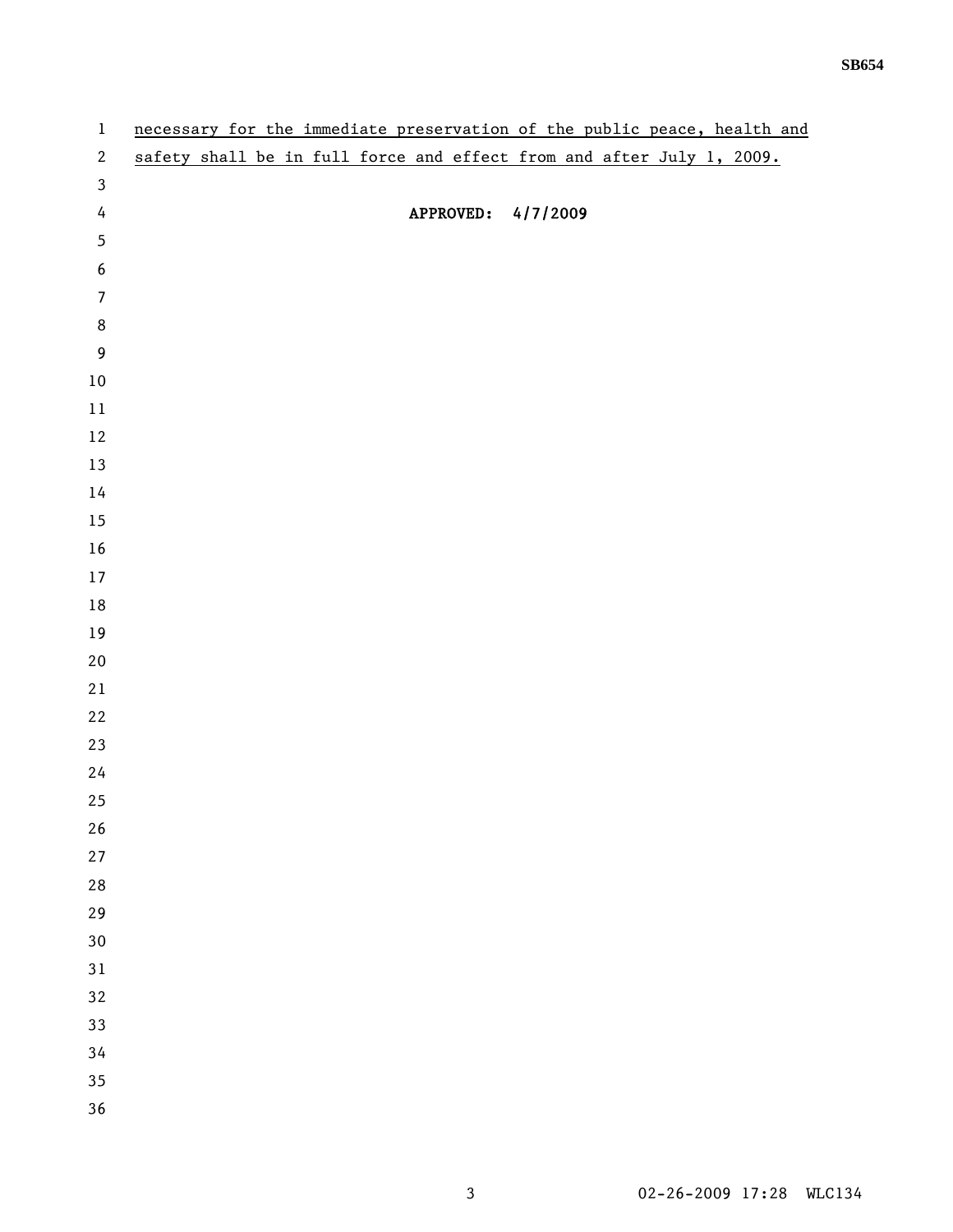necessary for the immediate preservation of the public peace, health and safety shall be in full force and effect from and after July 1, 2009.

**APPROVED: 4/7/2009**